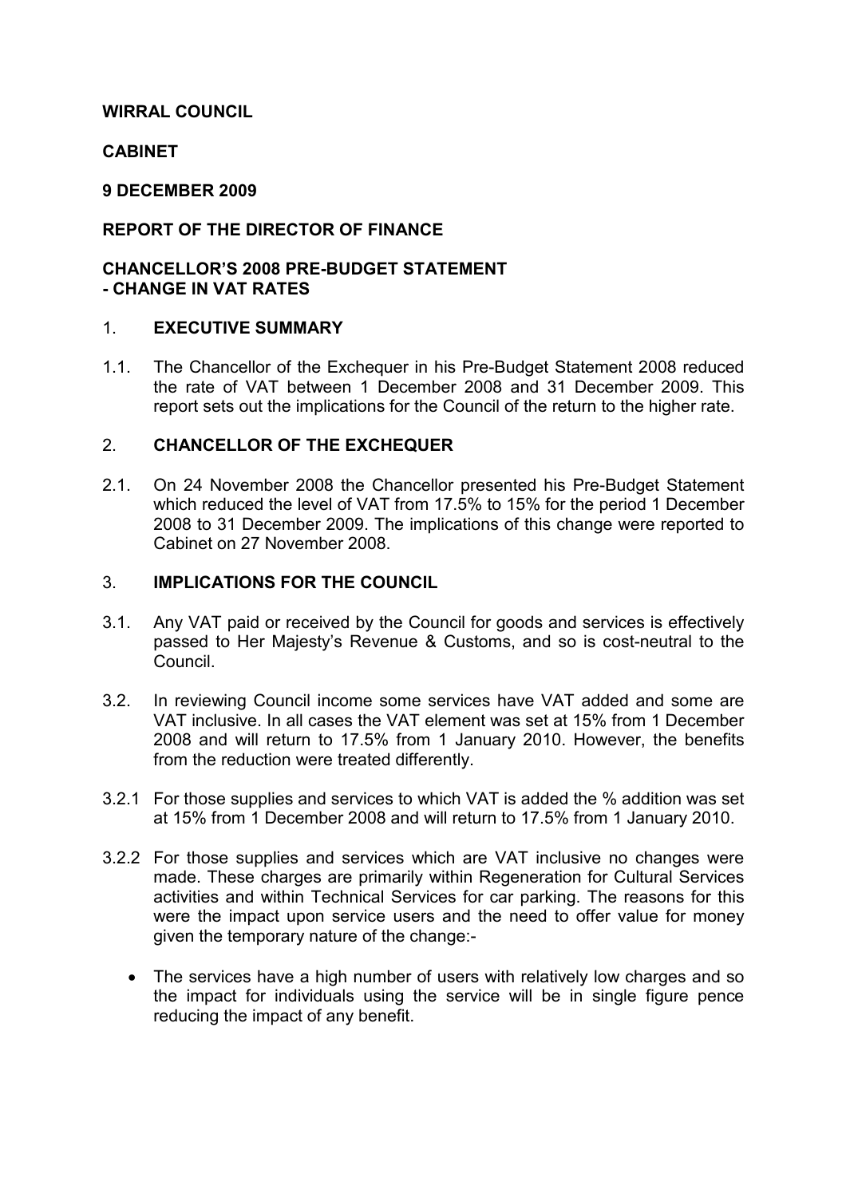**WIRRAL COUNCIL**

**CABINET**

**9 DECEMBER 2009**

**REPORT OF THE DIRECTOR OF FINANCE**

**CHANCELLOR'S 2008 PRE-BUDGET STATEMENT - CHANGE IN VAT RATES**

## 1. EXECUTIVE SUMMARY

1.1. The Chancellor of the Exchequer in his Pre-Budget Statement 2008 reduced the rate of VAT between 1 December 2008 and 31 December 2009. This report sets out the implications for the Council of the return to the higher rate.

## 2. CHANCELLOR OF THE EXCHEQUER

2.1. On 24 November 2008 the Chancellor presented his Pre-Budget Statement which reduced the level of VAT from 17.5% to 15% for the period 1 December 2008 to 31 December 2009. The implications of this change were reported to Cabinet on 27 November 2008.

## 3. IMPLICATIONS FOR THE COUNCIL

3.1. Any VAT paid or received by the Council for goods and services is effectively passed to Her Majesty's Revenue & Customs, and so is cost-neutral to the Council.

3.2. In reviewing Council income some services have VAT added and some are VAT inclusive. In all cases the VAT element was set at 15% from 1 December 2008 and will return to 17.5% from 1 January 2010. However, the benefits from the reduction were treated differently.

3.2.1 For those supplies and services to which VAT is added the % addition was set at 15% from 1 December 2008 and will return to 17.5% from 1 January 2010.

3.2.2 For those supplies and services which are VAT inclusive no changes were made. These charges are primarily within Regeneration for Cultural Services activities and within Technical Services for car parking. The reasons for this were the impact upon service users and the need to offer value for money given the temporary nature of the change:-

- The services have a high number of users with relatively low charges and so the impact for individuals using the service will be in single figure pence reducing the impact of any benefit.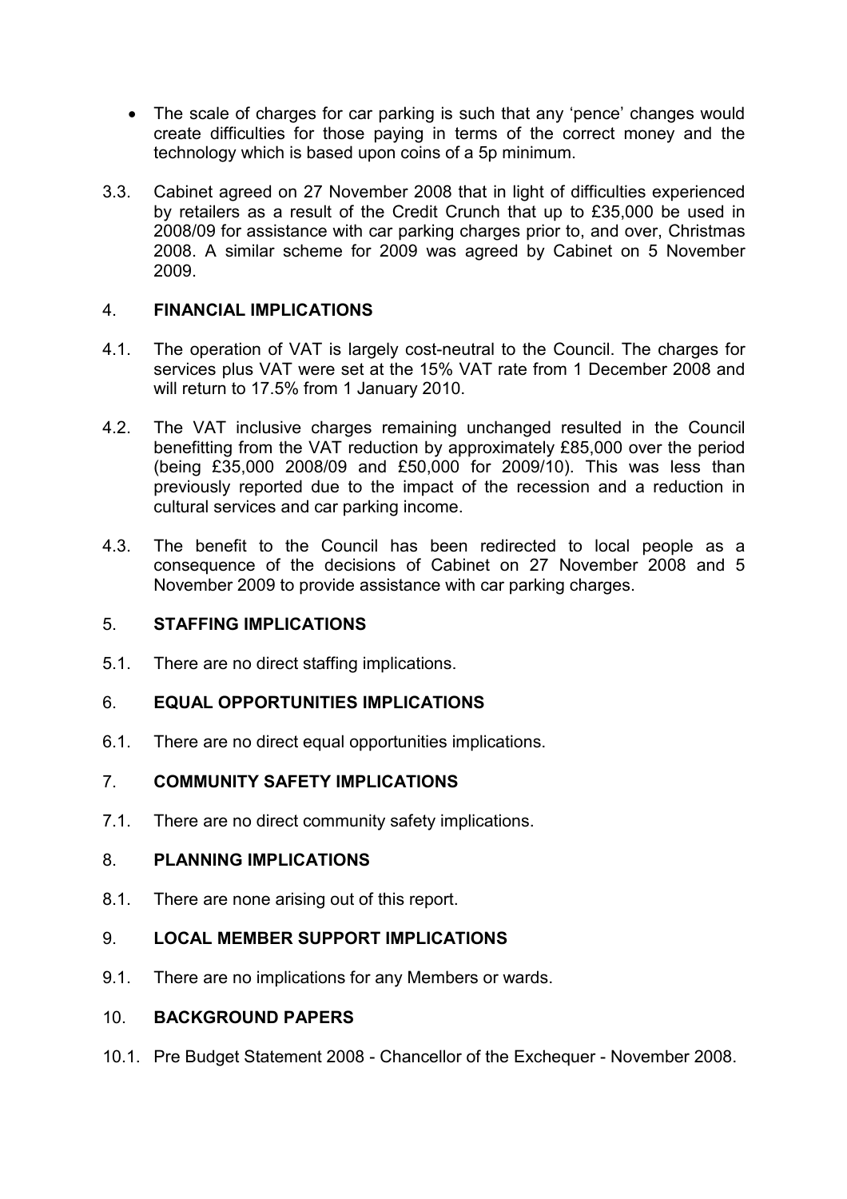- The scale of charges for car parking is such that any 'pence' changes would create difficulties for those paying in terms of the correct money and the technology which is based upon coins of a 5p minimum.

3.3. Cabinet agreed on 27 November 2008 that in light of difficulties experienced by retailers as a result of the Credit Crunch that up to £35,000 be used in 2008/09 for assistance with car parking charges prior to, and over, Christmas 2008. A similar scheme for 2009 was agreed by Cabinet on 5 November 2009.

## 4. FINANCIAL IMPLICATIONS

4.1. The operation of VAT is largely cost-neutral to the Council. The charges for services plus VAT were set at the 15% VAT rate from 1 December 2008 and will return to 17.5% from 1 January 2010.

4.2. The VAT inclusive charges remaining unchanged resulted in the Council benefitting from the VAT reduction by approximately £85,000 over the period (being £35,000 2008/09 and £50,000 for 2009/10). This was less than previously reported due to the impact of the recession and a reduction in cultural services and car parking income.

4.3. The benefit to the Council has been redirected to local people as a consequence of the decisions of Cabinet on 27 November 2008 and 5 November 2009 to provide assistance with car parking charges.

## 5. STAFFING IMPLICATIONS

5.1. There are no direct staffing implications.

## 6. EQUAL OPPORTUNITIES IMPLICATIONS

6.1. There are no direct equal opportunities implications.

## 7. COMMUNITY SAFETY IMPLICATIONS

7.1. There are no direct community safety implications.

## 8. PLANNING IMPLICATIONS

8.1. There are none arising out of this report.

## 9. LOCAL MEMBER SUPPORT IMPLICATIONS

9.1. There are no implications for any Members or wards.

## 10. BACKGROUND PAPERS

10.1. Pre Budget Statement 2008 - Chancellor of the Exchequer - November 2008.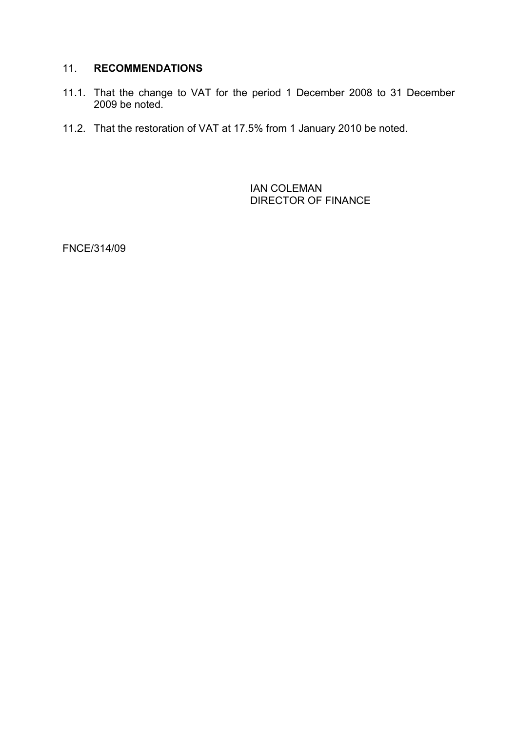## 11. RECOMMENDATIONS

11.1. That the change to VAT for the period 1 December 2008 to 31 December 2009 be noted.

11.2. That the restoration of VAT at 17.5% from 1 January 2010 be noted.

IAN COLEMAN
DIRECTOR OF FINANCE

FNCE/314/09